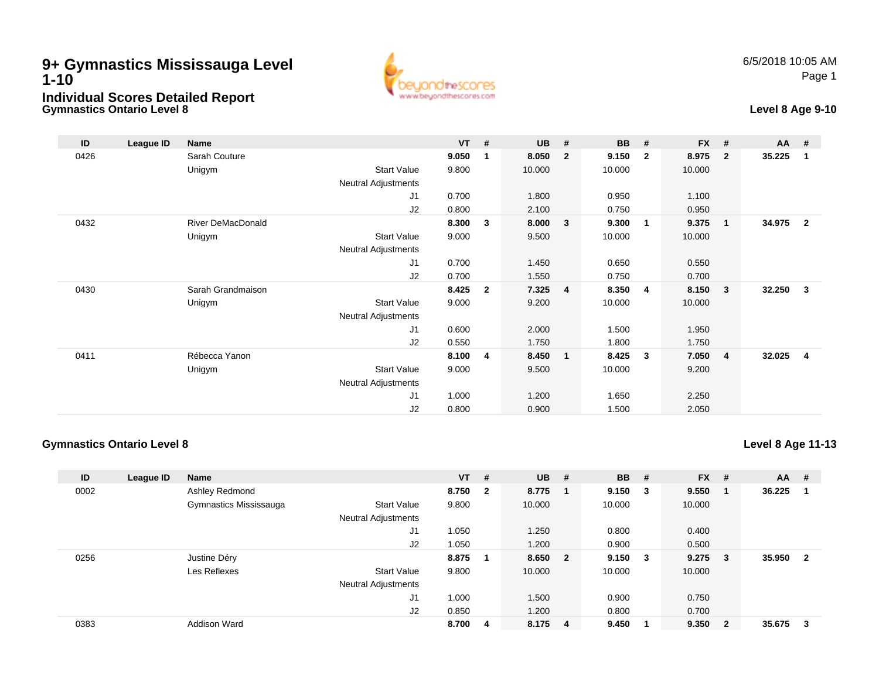# 9+ Gymnastics Mississauga Level 1-10

## Individual Scores Detailed Report

### Gymnastics Ontario Level 8

6/5/2018 10:05 AM

**Level 8 Age 9-10**

| ID | League ID | Name | | VT | # | UB | # | BB | # | FX | # | AA | # |
|---|---|---|---|---|---|---|---|---|---|---|---|---|---|
| 0426 | | Sarah Couture | | **9.050** | **1** | **8.050** | **2** | **9.150** | **2** | **8.975** | **2** | **35.225** | **1** |
| | | Unigym | Start Value | 9.800 | | 10.000 | | 10.000 | | 10.000 | | | |
| | | | Neutral Adjustments | | | | | | | | | | |
| | | | J1 | 0.700 | | 1.800 | | 0.950 | | 1.100 | | | |
| | | | J2 | 0.800 | | 2.100 | | 0.750 | | 0.950 | | | |
| 0432 | | River DeMacDonald | | **8.300** | **3** | **8.000** | **3** | **9.300** | **1** | **9.375** | **1** | **34.975** | **2** |
| | | Unigym | Start Value | 9.000 | | 9.500 | | 10.000 | | 10.000 | | | |
| | | | Neutral Adjustments | | | | | | | | | | |
| | | | J1 | 0.700 | | 1.450 | | 0.650 | | 0.550 | | | |
| | | | J2 | 0.700 | | 1.550 | | 0.750 | | 0.700 | | | |
| 0430 | | Sarah Grandmaison | | **8.425** | **2** | **7.325** | **4** | **8.350** | **4** | **8.150** | **3** | **32.250** | **3** |
| | | Unigym | Start Value | 9.000 | | 9.200 | | 10.000 | | 10.000 | | | |
| | | | Neutral Adjustments | | | | | | | | | | |
| | | | J1 | 0.600 | | 2.000 | | 1.500 | | 1.950 | | | |
| | | | J2 | 0.550 | | 1.750 | | 1.800 | | 1.750 | | | |
| 0411 | | Rébecca Yanon | | **8.100** | **4** | **8.450** | **1** | **8.425** | **3** | **7.050** | **4** | **32.025** | **4** |
| | | Unigym | Start Value | 9.000 | | 9.500 | | 10.000 | | 9.200 | | | |
| | | | Neutral Adjustments | | | | | | | | | | |
| | | | J1 | 1.000 | | 1.200 | | 1.650 | | 2.250 | | | |
| | | | J2 | 0.800 | | 0.900 | | 1.500 | | 2.050 | | | |

### Gymnastics Ontario Level 8

**Level 8 Age 11-13**

| ID | League ID | Name | | VT | # | UB | # | BB | # | FX | # | AA | # |
|---|---|---|---|---|---|---|---|---|---|---|---|---|---|
| 0002 | | Ashley Redmond | | **8.750** | **2** | **8.775** | **1** | **9.150** | **3** | **9.550** | **1** | **36.225** | **1** |
| | | Gymnastics Mississauga | Start Value | 9.800 | | 10.000 | | 10.000 | | 10.000 | | | |
| | | | Neutral Adjustments | | | | | | | | | | |
| | | | J1 | 1.050 | | 1.250 | | 0.800 | | 0.400 | | | |
| | | | J2 | 1.050 | | 1.200 | | 0.900 | | 0.500 | | | |
| 0256 | | Justine Déry | | **8.875** | **1** | **8.650** | **2** | **9.150** | **3** | **9.275** | **3** | **35.950** | **2** |
| | | Les Reflexes | Start Value | 9.800 | | 10.000 | | 10.000 | | 10.000 | | | |
| | | | Neutral Adjustments | | | | | | | | | | |
| | | | J1 | 1.000 | | 1.500 | | 0.900 | | 0.750 | | | |
| | | | J2 | 0.850 | | 1.200 | | 0.800 | | 0.700 | | | |
| 0383 | | Addison Ward | | **8.700** | **4** | **8.175** | **4** | **9.450** | **1** | **9.350** | **2** | **35.675** | **3** |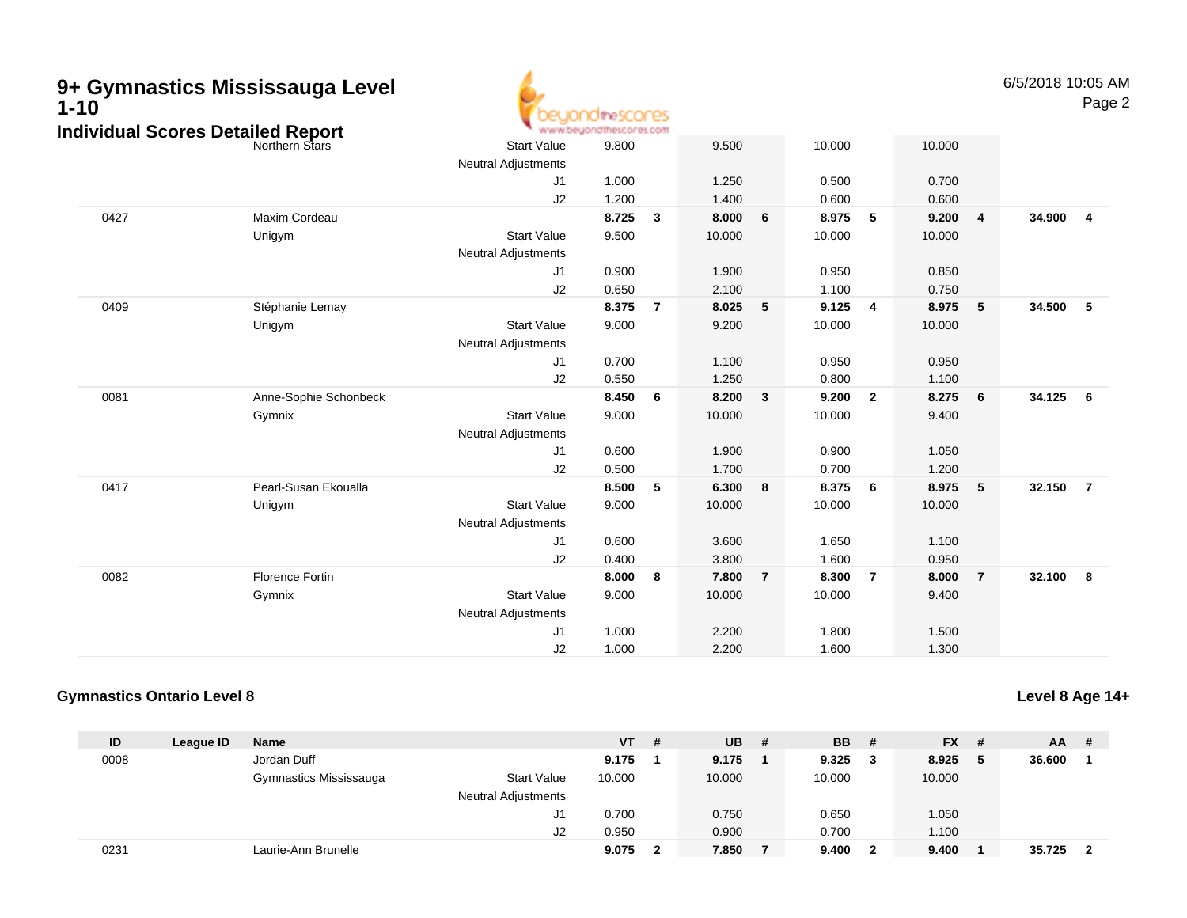# 9+ Gymnastics Mississauga Level 1-10

## Individual Scores Detailed Report

| ID | League ID | Name | | VT | # | UB | # | BB | # | FX | # | AA | # |
|---|---|---|---|---|---|---|---|---|---|---|---|---|---|
| | | Northern Stars | Start Value | 9.800 | | 9.500 | | 10.000 | | 10.000 | | | |
| | | | Neutral Adjustments | | | | | | | | | | |
| | | | J1 | 1.000 | | 1.250 | | 0.500 | | 0.700 | | | |
| | | | J2 | 1.200 | | 1.400 | | 0.600 | | 0.600 | | | |
| 0427 | | Maxim Cordeau | | **8.725** | **3** | **8.000** | **6** | **8.975** | **5** | **9.200** | **4** | **34.900** | **4** |
| | | Unigym | Start Value | 9.500 | | 10.000 | | 10.000 | | 10.000 | | | |
| | | | Neutral Adjustments | | | | | | | | | | |
| | | | J1 | 0.900 | | 1.900 | | 0.950 | | 0.850 | | | |
| | | | J2 | 0.650 | | 2.100 | | 1.100 | | 0.750 | | | |
| 0409 | | Stéphanie Lemay | | **8.375** | **7** | **8.025** | **5** | **9.125** | **4** | **8.975** | **5** | **34.500** | **5** |
| | | Unigym | Start Value | 9.000 | | 9.200 | | 10.000 | | 10.000 | | | |
| | | | Neutral Adjustments | | | | | | | | | | |
| | | | J1 | 0.700 | | 1.100 | | 0.950 | | 0.950 | | | |
| | | | J2 | 0.550 | | 1.250 | | 0.800 | | 1.100 | | | |
| 0081 | | Anne-Sophie Schonbeck | | **8.450** | **6** | **8.200** | **3** | **9.200** | **2** | **8.275** | **6** | **34.125** | **6** |
| | | Gymnix | Start Value | 9.000 | | 10.000 | | 10.000 | | 9.400 | | | |
| | | | Neutral Adjustments | | | | | | | | | | |
| | | | J1 | 0.600 | | 1.900 | | 0.900 | | 1.050 | | | |
| | | | J2 | 0.500 | | 1.700 | | 0.700 | | 1.200 | | | |
| 0417 | | Pearl-Susan Ekoualla | | **8.500** | **5** | **6.300** | **8** | **8.375** | **6** | **8.975** | **5** | **32.150** | **7** |
| | | Unigym | Start Value | 9.000 | | 10.000 | | 10.000 | | 10.000 | | | |
| | | | Neutral Adjustments | | | | | | | | | | |
| | | | J1 | 0.600 | | 3.600 | | 1.650 | | 1.100 | | | |
| | | | J2 | 0.400 | | 3.800 | | 1.600 | | 0.950 | | | |
| 0082 | | Florence Fortin | | **8.000** | **8** | **7.800** | **7** | **8.300** | **7** | **8.000** | **7** | **32.100** | **8** |
| | | Gymnix | Start Value | 9.000 | | 10.000 | | 10.000 | | 9.400 | | | |
| | | | Neutral Adjustments | | | | | | | | | | |
| | | | J1 | 1.000 | | 2.200 | | 1.800 | | 1.500 | | | |
| | | | J2 | 1.000 | | 2.200 | | 1.600 | | 1.300 | | | |

### Gymnastics Ontario Level 8

**Level 8 Age 14+**

| ID | League ID | Name | | VT | # | UB | # | BB | # | FX | # | AA | # |
|---|---|---|---|---|---|---|---|---|---|---|---|---|---|
| 0008 | | Jordan Duff | | **9.175** | **1** | **9.175** | **1** | **9.325** | **3** | **8.925** | **5** | **36.600** | **1** |
| | | Gymnastics Mississauga | Start Value | 10.000 | | 10.000 | | 10.000 | | 10.000 | | | |
| | | | Neutral Adjustments | | | | | | | | | | |
| | | | J1 | 0.700 | | 0.750 | | 0.650 | | 1.050 | | | |
| | | | J2 | 0.950 | | 0.900 | | 0.700 | | 1.100 | | | |
| 0231 | | Laurie-Ann Brunelle | | **9.075** | **2** | **7.850** | **7** | **9.400** | **2** | **9.400** | **1** | **35.725** | **2** |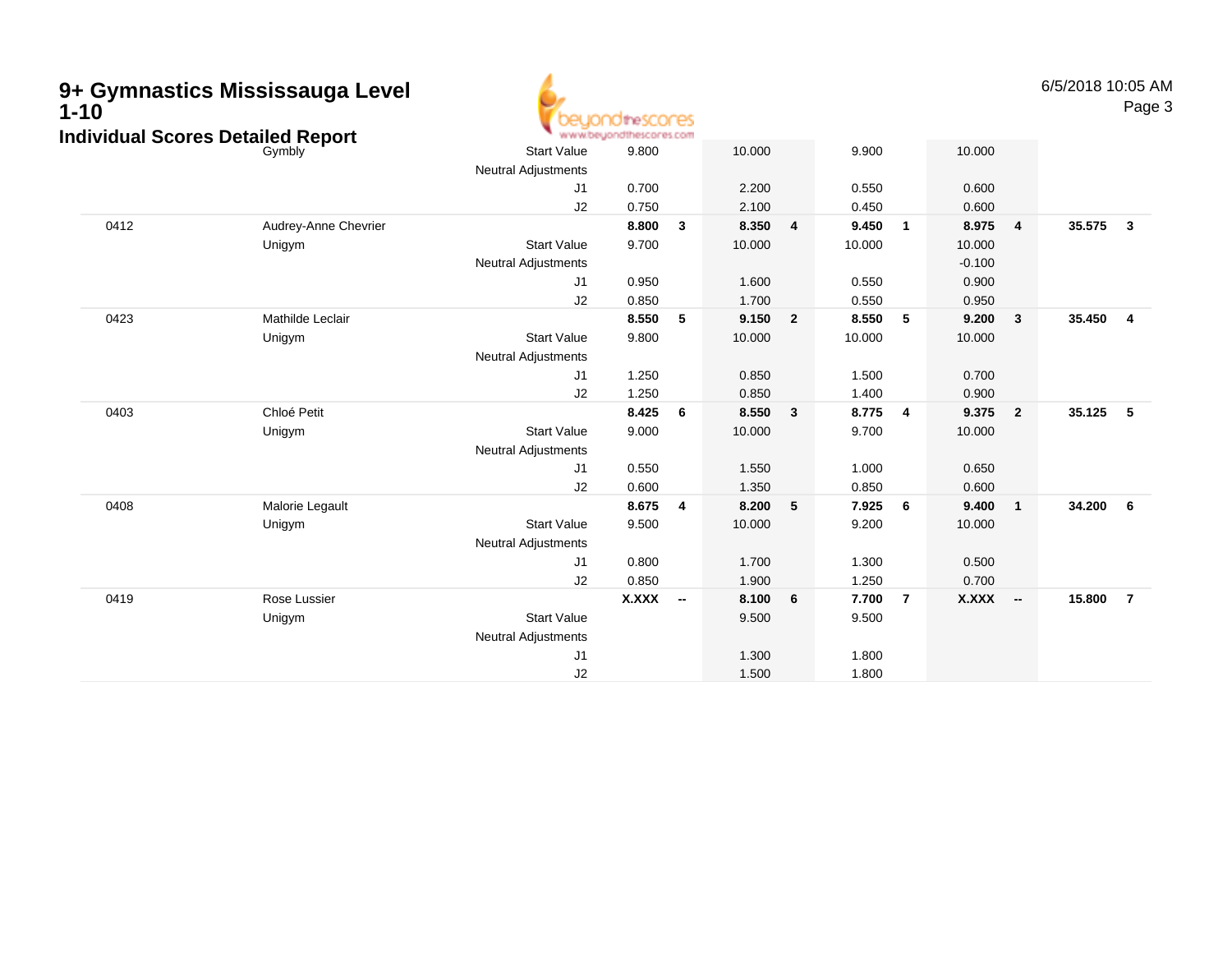# 9+ Gymnastics Mississauga Level 1-10

## Individual Scores Detailed Report

| | | | | | | | | | | | | |
|---|---|---|---|---|---|---|---|---|---|---|---|---|
| | Gymbly | Start Value | 9.800 | | 10.000 | | 9.900 | | 10.000 | | | |
| | | Neutral Adjustments | | | | | | | | | | |
| | | J1 | 0.700 | | 2.200 | | 0.550 | | 0.600 | | | |
| | | J2 | 0.750 | | 2.100 | | 0.450 | | 0.600 | | | |
| 0412 | Audrey-Anne Chevrier | | **8.800** | **3** | **8.350** | **4** | **9.450** | **1** | **8.975** | **4** | **35.575** | **3** |
| | Unigym | Start Value | 9.700 | | 10.000 | | 10.000 | | 10.000 | | | |
| | | Neutral Adjustments | | | | | | | -0.100 | | | |
| | | J1 | 0.950 | | 1.600 | | 0.550 | | 0.900 | | | |
| | | J2 | 0.850 | | 1.700 | | 0.550 | | 0.950 | | | |
| 0423 | Mathilde Leclair | | **8.550** | **5** | **9.150** | **2** | **8.550** | **5** | **9.200** | **3** | **35.450** | **4** |
| | Unigym | Start Value | 9.800 | | 10.000 | | 10.000 | | 10.000 | | | |
| | | Neutral Adjustments | | | | | | | | | | |
| | | J1 | 1.250 | | 0.850 | | 1.500 | | 0.700 | | | |
| | | J2 | 1.250 | | 0.850 | | 1.400 | | 0.900 | | | |
| 0403 | Chloé Petit | | **8.425** | **6** | **8.550** | **3** | **8.775** | **4** | **9.375** | **2** | **35.125** | **5** |
| | Unigym | Start Value | 9.000 | | 10.000 | | 9.700 | | 10.000 | | | |
| | | Neutral Adjustments | | | | | | | | | | |
| | | J1 | 0.550 | | 1.550 | | 1.000 | | 0.650 | | | |
| | | J2 | 0.600 | | 1.350 | | 0.850 | | 0.600 | | | |
| 0408 | Malorie Legault | | **8.675** | **4** | **8.200** | **5** | **7.925** | **6** | **9.400** | **1** | **34.200** | **6** |
| | Unigym | Start Value | 9.500 | | 10.000 | | 9.200 | | 10.000 | | | |
| | | Neutral Adjustments | | | | | | | | | | |
| | | J1 | 0.800 | | 1.700 | | 1.300 | | 0.500 | | | |
| | | J2 | 0.850 | | 1.900 | | 1.250 | | 0.700 | | | |
| 0419 | Rose Lussier | | **X.XXX** | **--** | **8.100** | **6** | **7.700** | **7** | **X.XXX** | **--** | **15.800** | **7** |
| | Unigym | Start Value | | | 9.500 | | 9.500 | | | | | |
| | | Neutral Adjustments | | | | | | | | | | |
| | | J1 | | | 1.300 | | 1.800 | | | | | |
| | | J2 | | | 1.500 | | 1.800 | | | | | |